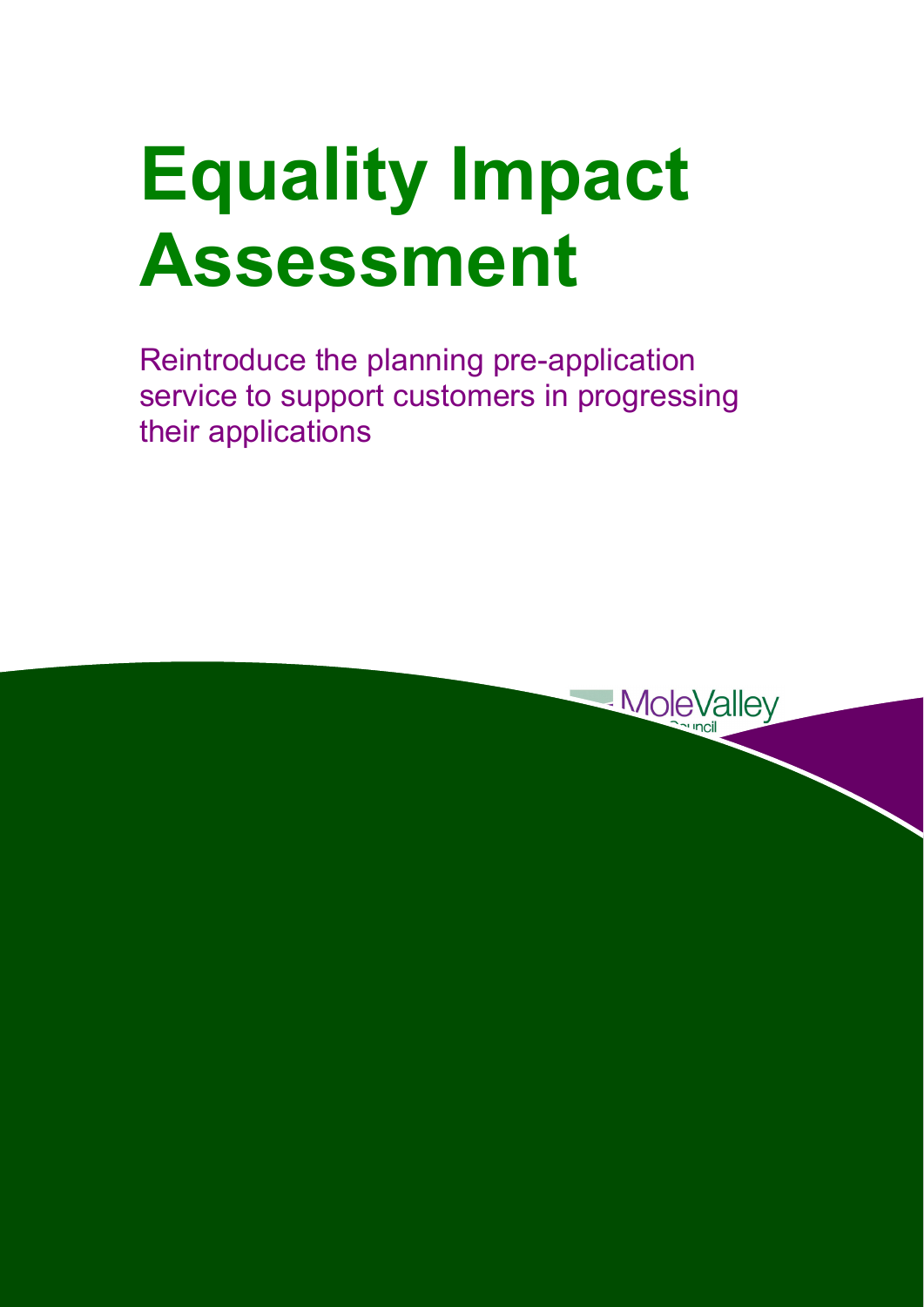# Equality Impact Assessment

Reintroduce the planning pre-application service to support customers in progressing their applications

MoleValley Council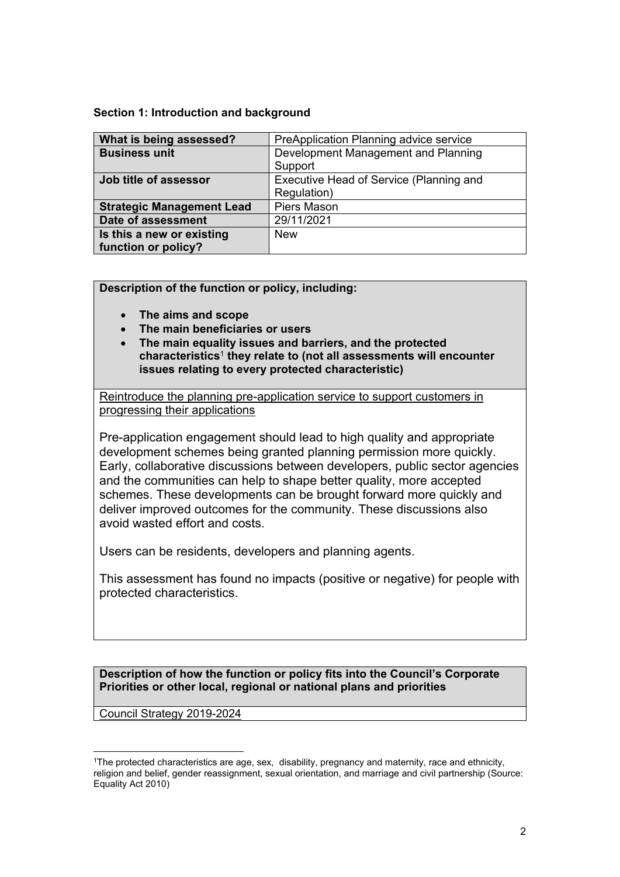**Section 1: Introduction and background**

| What is being assessed? | PreApplication Planning advice service |
|---|---|
| **Business unit** | Development Management and Planning Support |
| **Job title of assessor** | Executive Head of Service (Planning and Regulation) |
| **Strategic Management Lead** | Piers Mason |
| **Date of assessment** | 29/11/2021 |
| **Is this a new or existing function or policy?** | New |

**Description of the function or policy, including:**

- **The aims and scope**
- **The main beneficiaries or users**
- **The main equality issues and barriers, and the protected characteristics[1] they relate to (not all assessments will encounter issues relating to every protected characteristic)**

Reintroduce the planning pre-application service to support customers in progressing their applications

Pre-application engagement should lead to high quality and appropriate development schemes being granted planning permission more quickly. Early, collaborative discussions between developers, public sector agencies and the communities can help to shape better quality, more accepted schemes. These developments can be brought forward more quickly and deliver improved outcomes for the community. These discussions also avoid wasted effort and costs.

Users can be residents, developers and planning agents.

This assessment has found no impacts (positive or negative) for people with protected characteristics.

**Description of how the function or policy fits into the Council's Corporate Priorities or other local, regional or national plans and priorities**

Council Strategy 2019-2024

[1]The protected characteristics are age, sex, disability, pregnancy and maternity, race and ethnicity, religion and belief, gender reassignment, sexual orientation, and marriage and civil partnership (Source: Equality Act 2010)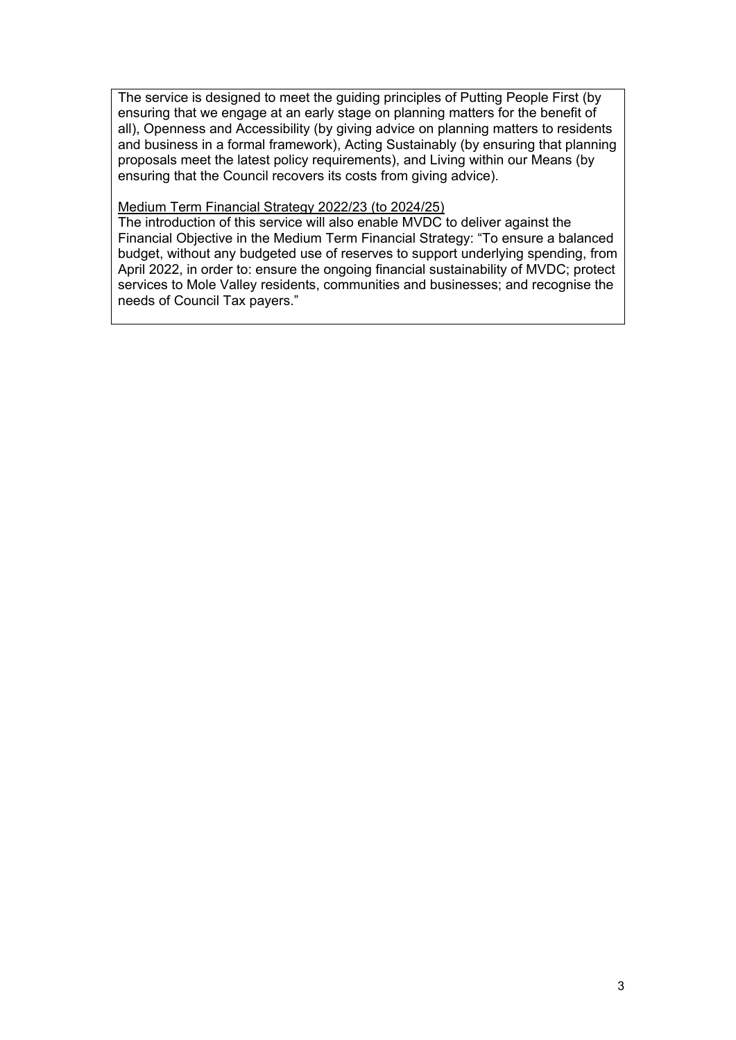The service is designed to meet the guiding principles of Putting People First (by ensuring that we engage at an early stage on planning matters for the benefit of all), Openness and Accessibility (by giving advice on planning matters to residents and business in a formal framework), Acting Sustainably (by ensuring that planning proposals meet the latest policy requirements), and Living within our Means (by ensuring that the Council recovers its costs from giving advice).

<u>Medium Term Financial Strategy 2022/23 (to 2024/25)</u>

The introduction of this service will also enable MVDC to deliver against the Financial Objective in the Medium Term Financial Strategy: "To ensure a balanced budget, without any budgeted use of reserves to support underlying spending, from April 2022, in order to: ensure the ongoing financial sustainability of MVDC; protect services to Mole Valley residents, communities and businesses; and recognise the needs of Council Tax payers."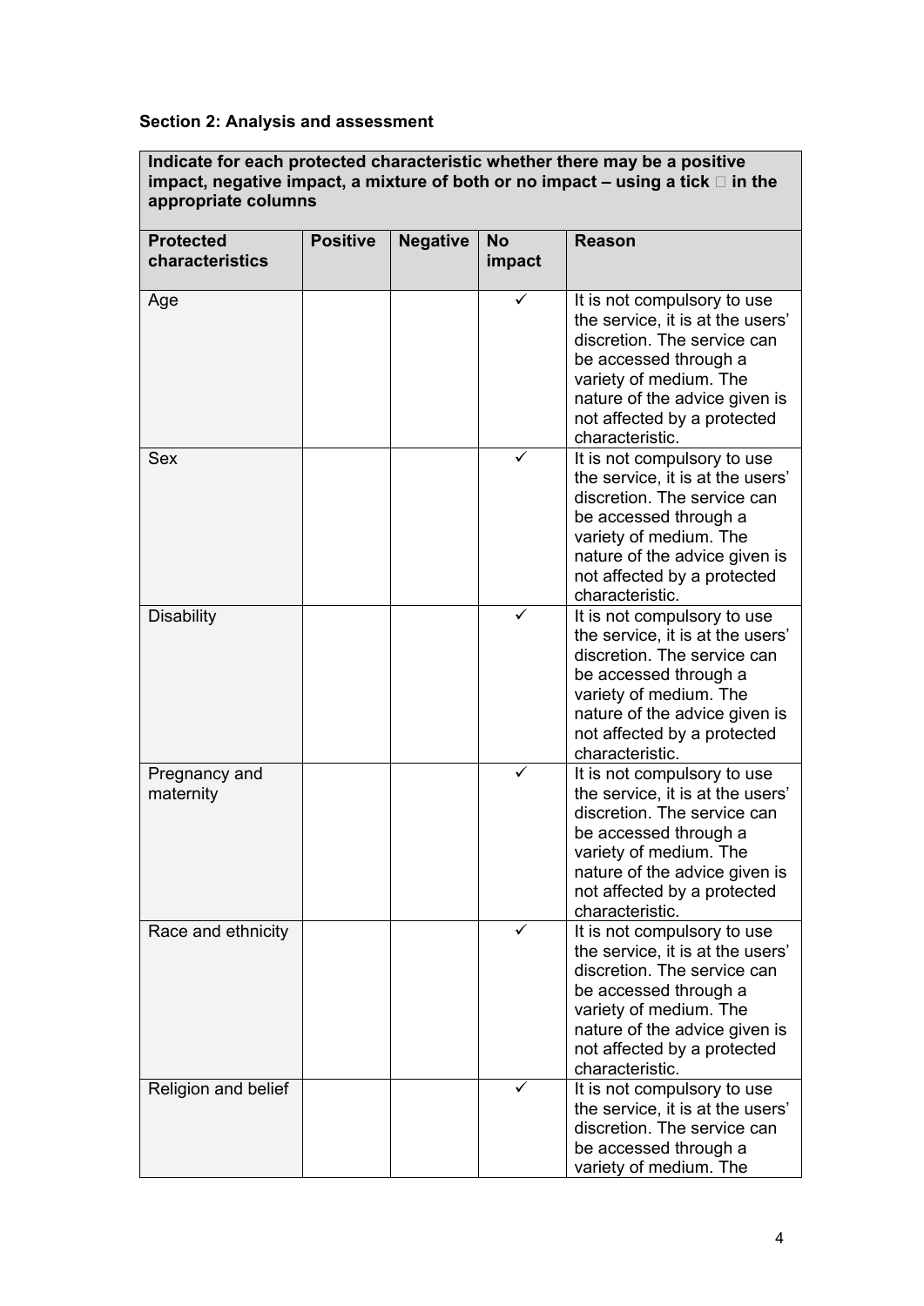### Section 2: Analysis and assessment

**Indicate for each protected characteristic whether there may be a positive impact, negative impact, a mixture of both or no impact – using a tick  in the appropriate columns**

| Protected characteristics | Positive | Negative | No impact | Reason |
|---|---|---|---|---|
| Age | | | ✓ | It is not compulsory to use the service, it is at the users' discretion. The service can be accessed through a variety of medium. The nature of the advice given is not affected by a protected characteristic. |
| Sex | | | ✓ | It is not compulsory to use the service, it is at the users' discretion. The service can be accessed through a variety of medium. The nature of the advice given is not affected by a protected characteristic. |
| Disability | | | ✓ | It is not compulsory to use the service, it is at the users' discretion. The service can be accessed through a variety of medium. The nature of the advice given is not affected by a protected characteristic. |
| Pregnancy and maternity | | | ✓ | It is not compulsory to use the service, it is at the users' discretion. The service can be accessed through a variety of medium. The nature of the advice given is not affected by a protected characteristic. |
| Race and ethnicity | | | ✓ | It is not compulsory to use the service, it is at the users' discretion. The service can be accessed through a variety of medium. The nature of the advice given is not affected by a protected characteristic. |
| Religion and belief | | | ✓ | It is not compulsory to use the service, it is at the users' discretion. The service can be accessed through a variety of medium. The |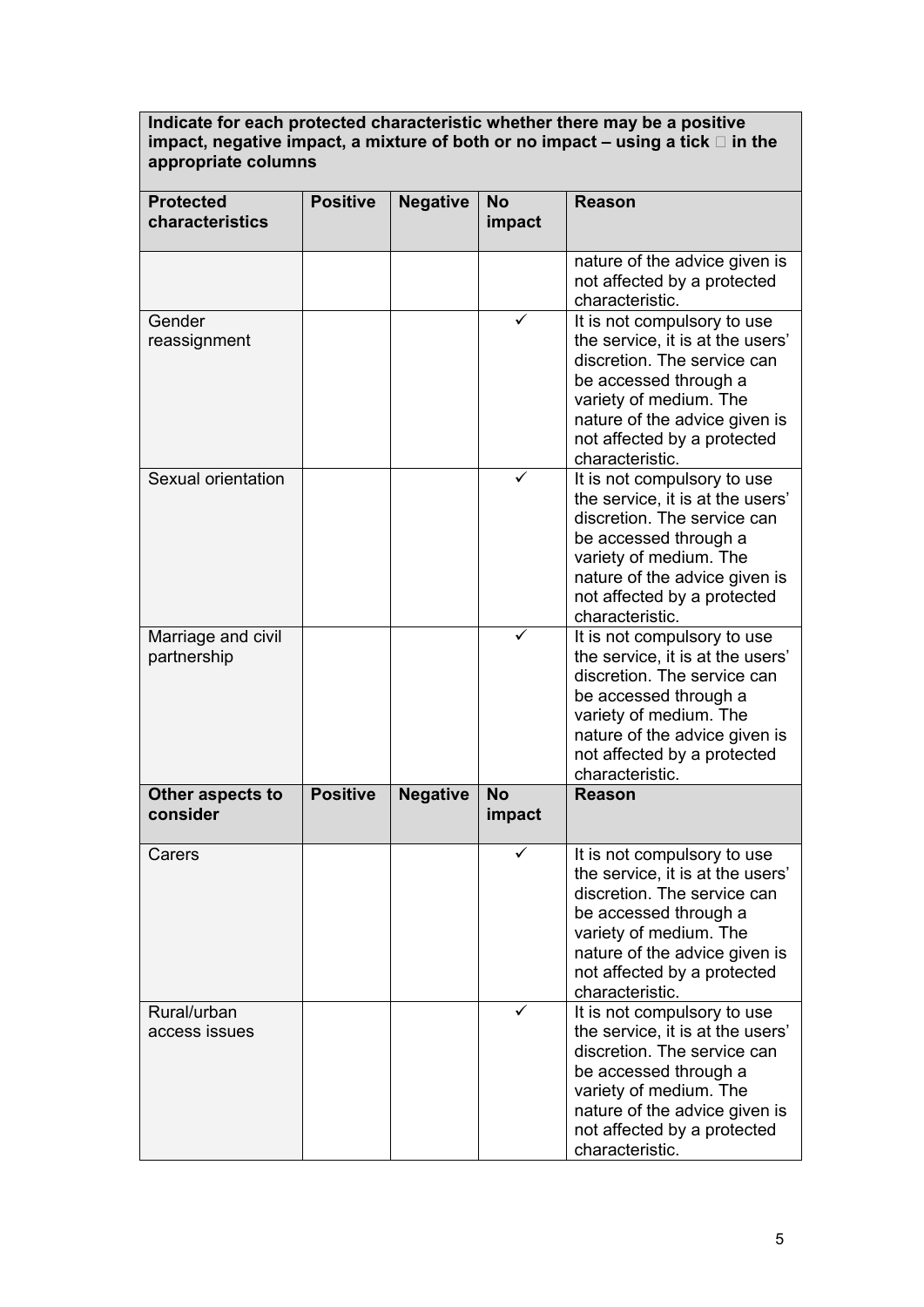| Indicate for each protected characteristic whether there may be a positive impact, negative impact, a mixture of both or no impact – using a tick  in the appropriate columns | | | | |
|---|---|---|---|---|
| **Protected characteristics** | **Positive** | **Negative** | **No impact** | **Reason** |
| | | | | nature of the advice given is not affected by a protected characteristic. |
| Gender reassignment | | | ✓ | It is not compulsory to use the service, it is at the users' discretion. The service can be accessed through a variety of medium. The nature of the advice given is not affected by a protected characteristic. |
| Sexual orientation | | | ✓ | It is not compulsory to use the service, it is at the users' discretion. The service can be accessed through a variety of medium. The nature of the advice given is not affected by a protected characteristic. |
| Marriage and civil partnership | | | ✓ | It is not compulsory to use the service, it is at the users' discretion. The service can be accessed through a variety of medium. The nature of the advice given is not affected by a protected characteristic. |
| **Other aspects to consider** | **Positive** | **Negative** | **No impact** | **Reason** |
| Carers | | | ✓ | It is not compulsory to use the service, it is at the users' discretion. The service can be accessed through a variety of medium. The nature of the advice given is not affected by a protected characteristic. |
| Rural/urban access issues | | | ✓ | It is not compulsory to use the service, it is at the users' discretion. The service can be accessed through a variety of medium. The nature of the advice given is not affected by a protected characteristic. |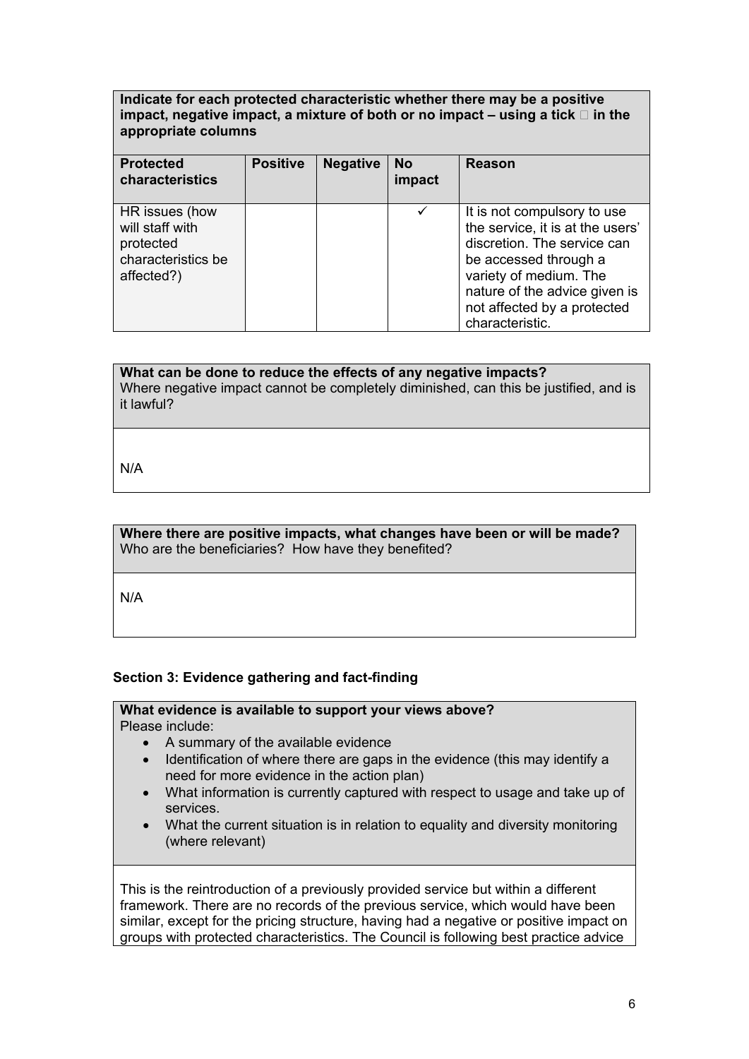**Indicate for each protected characteristic whether there may be a positive impact, negative impact, a mixture of both or no impact – using a tick  in the appropriate columns**

| Protected characteristics | Positive | Negative | No impact | Reason |
|---|---|---|---|---|
| HR issues (how will staff with protected characteristics be affected?) | | | ✓ | It is not compulsory to use the service, it is at the users' discretion. The service can be accessed through a variety of medium. The nature of the advice given is not affected by a protected characteristic. |

**What can be done to reduce the effects of any negative impacts?**
Where negative impact cannot be completely diminished, can this be justified, and is it lawful?

N/A

**Where there are positive impacts, what changes have been or will be made?**
Who are the beneficiaries? How have they benefited?

N/A

### Section 3: Evidence gathering and fact-finding

**What evidence is available to support your views above?**
Please include:

- A summary of the available evidence
- Identification of where there are gaps in the evidence (this may identify a need for more evidence in the action plan)
- What information is currently captured with respect to usage and take up of services.
- What the current situation is in relation to equality and diversity monitoring (where relevant)

This is the reintroduction of a previously provided service but within a different framework. There are no records of the previous service, which would have been similar, except for the pricing structure, having had a negative or positive impact on groups with protected characteristics. The Council is following best practice advice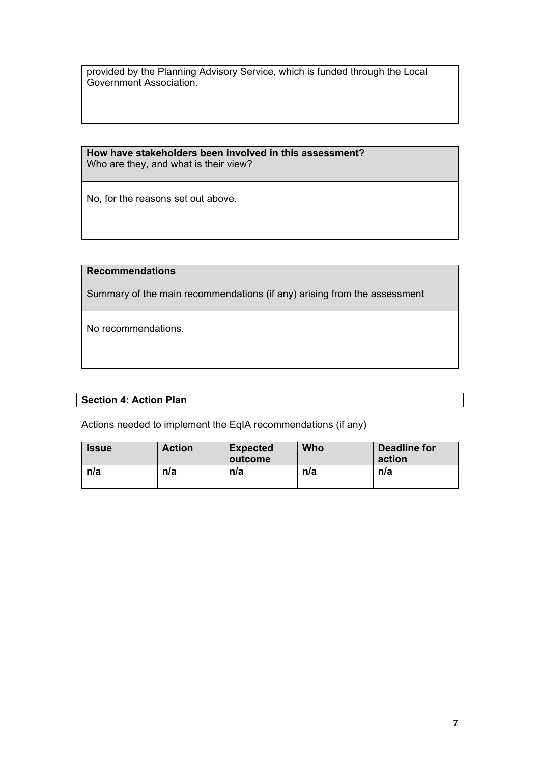provided by the Planning Advisory Service, which is funded through the Local Government Association.

**How have stakeholders been involved in this assessment?**
Who are they, and what is their view?

No, for the reasons set out above.

**Recommendations**

Summary of the main recommendations (if any) arising from the assessment

No recommendations.

**Section 4: Action Plan**

Actions needed to implement the EqIA recommendations (if any)

| **Issue** | **Action** | **Expected outcome** | **Who** | **Deadline for action** |
|---|---|---|---|---|
| **n/a** | **n/a** | **n/a** | **n/a** | **n/a** |